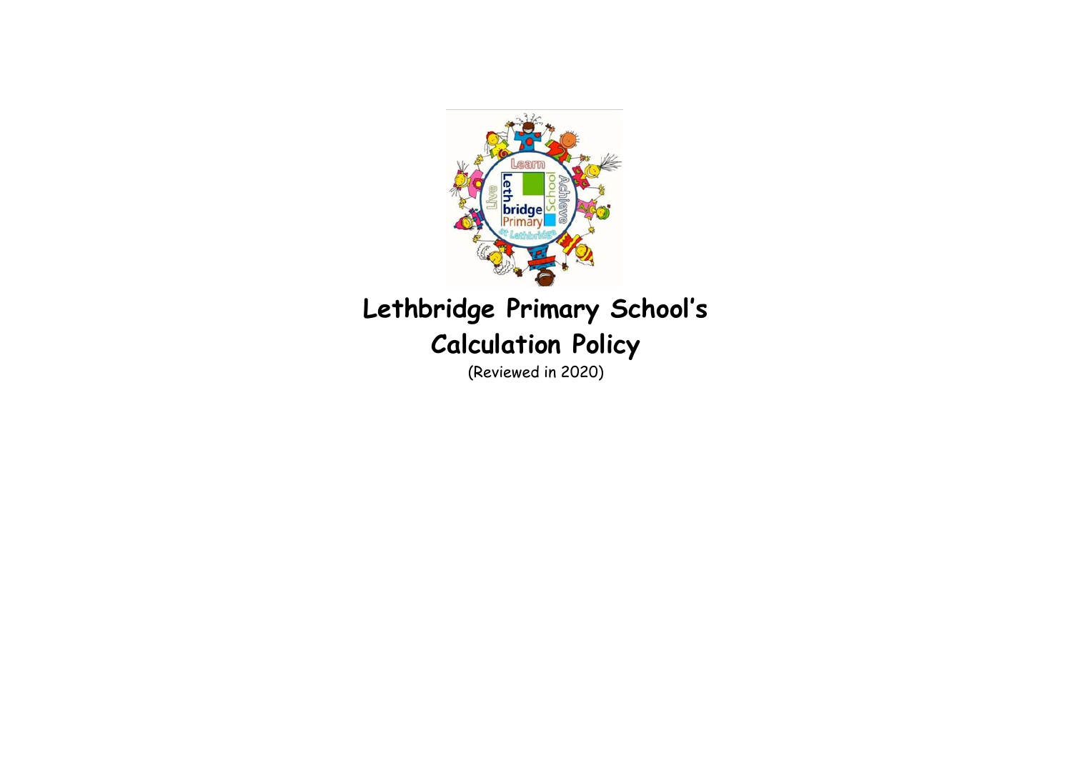# Lethbridge Primary School's Calculation Policy

(Reviewed in 2020)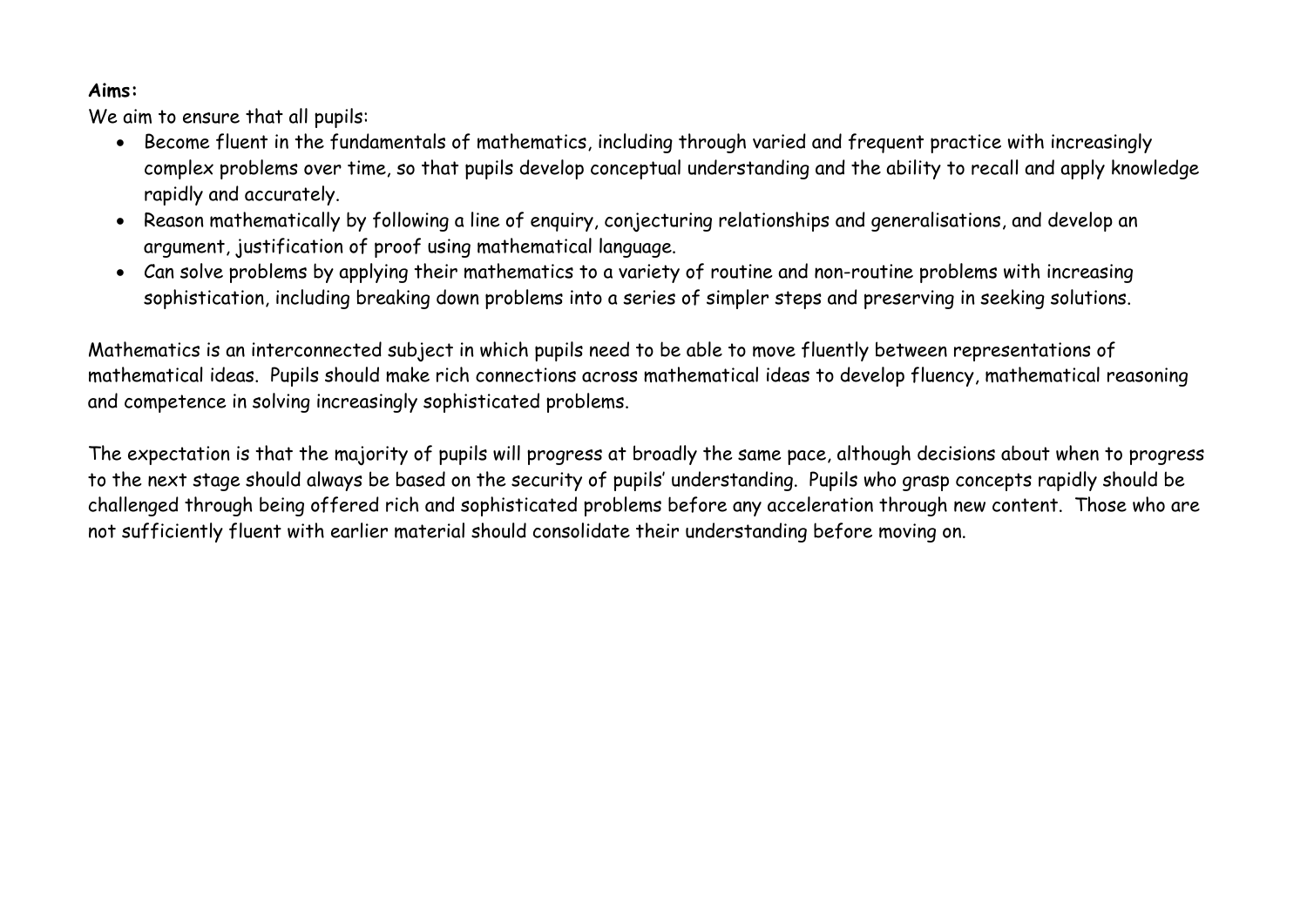**Aims:**

We aim to ensure that all pupils:

- Become fluent in the fundamentals of mathematics, including through varied and frequent practice with increasingly complex problems over time, so that pupils develop conceptual understanding and the ability to recall and apply knowledge rapidly and accurately.
- Reason mathematically by following a line of enquiry, conjecturing relationships and generalisations, and develop an argument, justification of proof using mathematical language.
- Can solve problems by applying their mathematics to a variety of routine and non-routine problems with increasing sophistication, including breaking down problems into a series of simpler steps and preserving in seeking solutions.

Mathematics is an interconnected subject in which pupils need to be able to move fluently between representations of mathematical ideas. Pupils should make rich connections across mathematical ideas to develop fluency, mathematical reasoning and competence in solving increasingly sophisticated problems.

The expectation is that the majority of pupils will progress at broadly the same pace, although decisions about when to progress to the next stage should always be based on the security of pupils' understanding. Pupils who grasp concepts rapidly should be challenged through being offered rich and sophisticated problems before any acceleration through new content. Those who are not sufficiently fluent with earlier material should consolidate their understanding before moving on.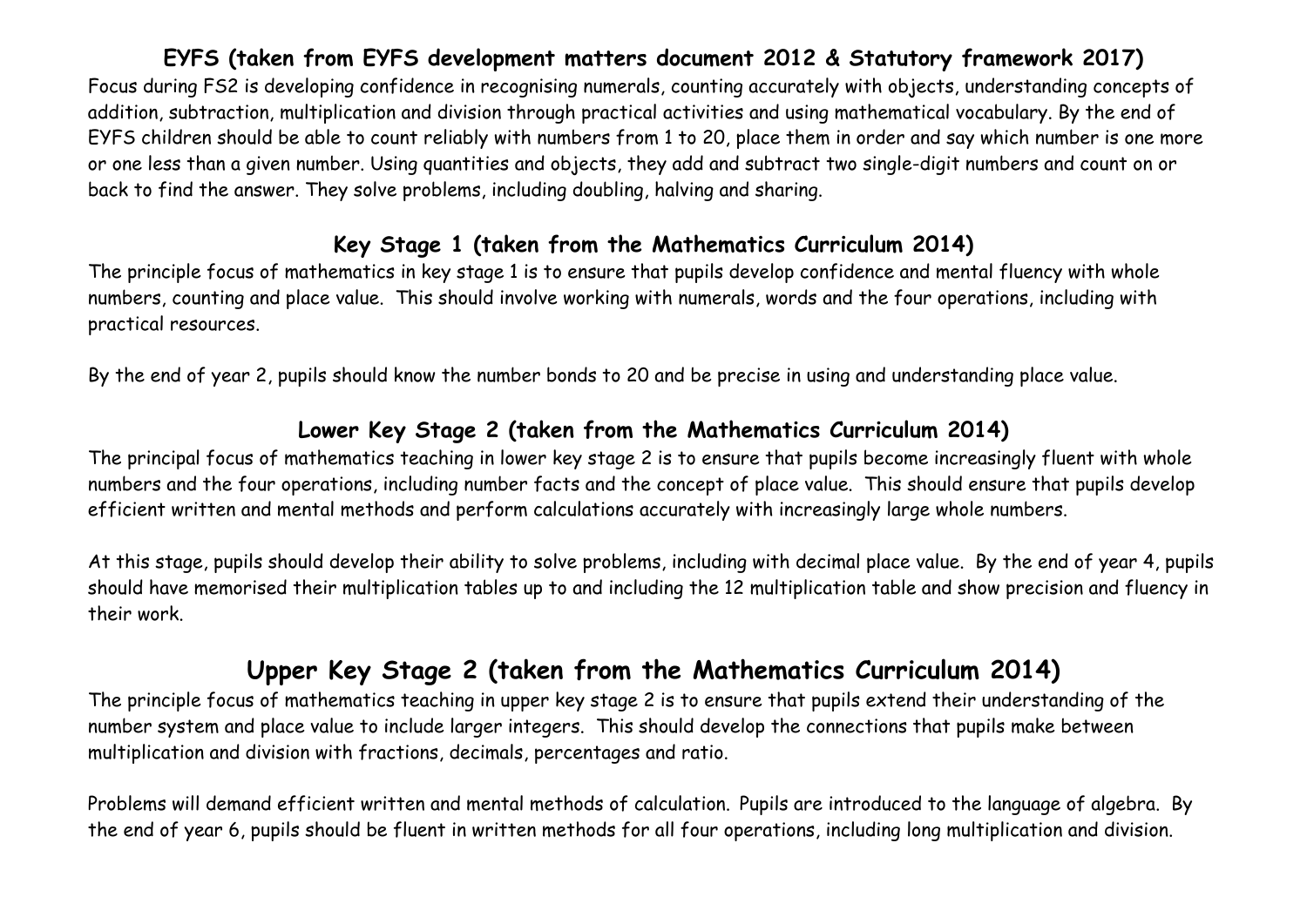## EYFS (taken from EYFS development matters document 2012 & Statutory framework 2017)

Focus during FS2 is developing confidence in recognising numerals, counting accurately with objects, understanding concepts of addition, subtraction, multiplication and division through practical activities and using mathematical vocabulary. By the end of EYFS children should be able to count reliably with numbers from 1 to 20, place them in order and say which number is one more or one less than a given number. Using quantities and objects, they add and subtract two single-digit numbers and count on or back to find the answer. They solve problems, including doubling, halving and sharing.

## Key Stage 1 (taken from the Mathematics Curriculum 2014)

The principle focus of mathematics in key stage 1 is to ensure that pupils develop confidence and mental fluency with whole numbers, counting and place value. This should involve working with numerals, words and the four operations, including with practical resources.

By the end of year 2, pupils should know the number bonds to 20 and be precise in using and understanding place value.

## Lower Key Stage 2 (taken from the Mathematics Curriculum 2014)

The principal focus of mathematics teaching in lower key stage 2 is to ensure that pupils become increasingly fluent with whole numbers and the four operations, including number facts and the concept of place value. This should ensure that pupils develop efficient written and mental methods and perform calculations accurately with increasingly large whole numbers.

At this stage, pupils should develop their ability to solve problems, including with decimal place value. By the end of year 4, pupils should have memorised their multiplication tables up to and including the 12 multiplication table and show precision and fluency in their work.

# Upper Key Stage 2 (taken from the Mathematics Curriculum 2014)

The principle focus of mathematics teaching in upper key stage 2 is to ensure that pupils extend their understanding of the number system and place value to include larger integers. This should develop the connections that pupils make between multiplication and division with fractions, decimals, percentages and ratio.

Problems will demand efficient written and mental methods of calculation. Pupils are introduced to the language of algebra. By the end of year 6, pupils should be fluent in written methods for all four operations, including long multiplication and division.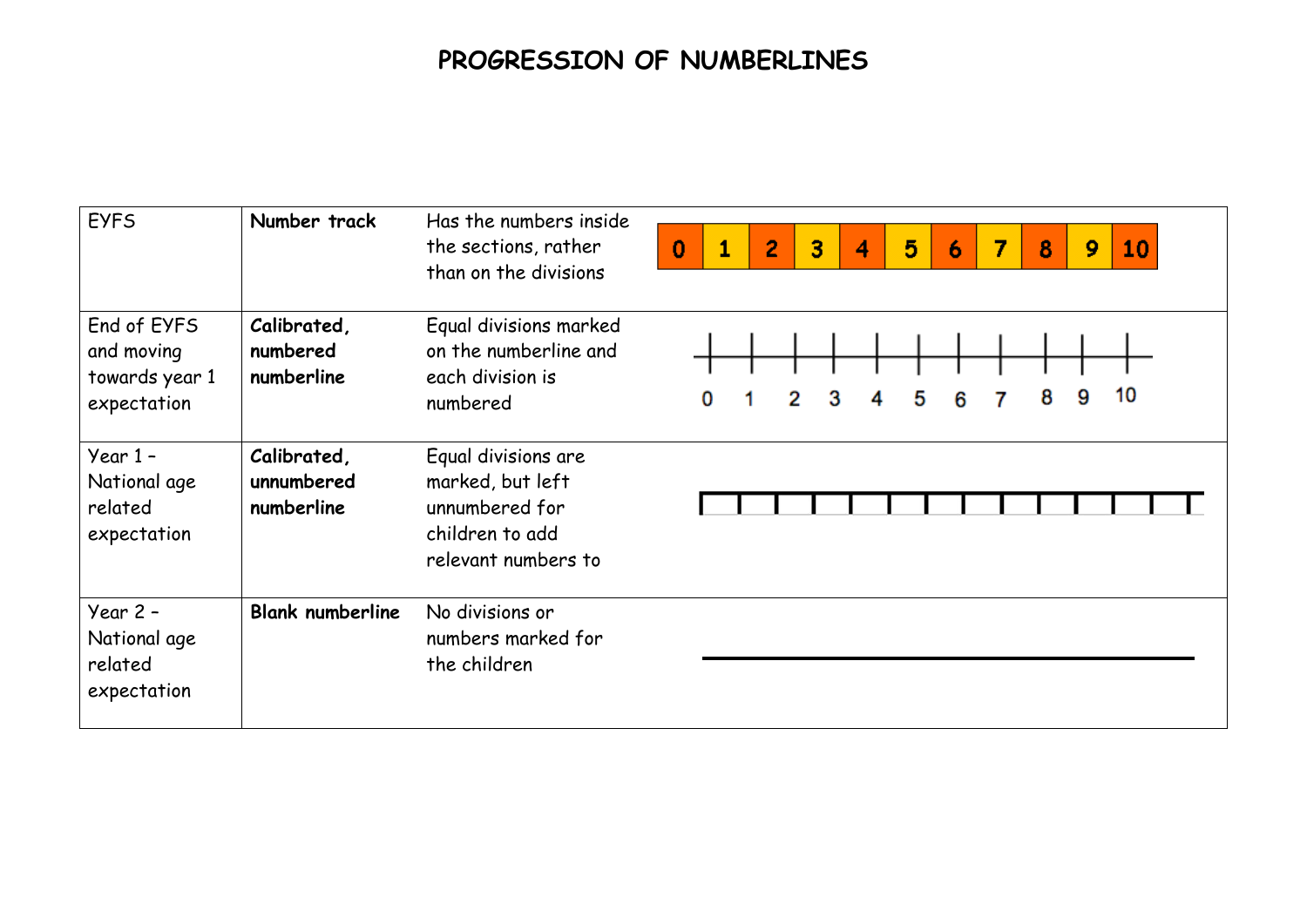# PROGRESSION OF NUMBERLINES

| EYFS | **Number track** | Has the numbers inside the sections, rather than on the divisions | 0 1 2 3 4 5 6 7 8 9 10 |
|---|---|---|---|
| End of EYFS and moving towards year 1 expectation | **Calibrated, numbered numberline** | Equal divisions marked on the numberline and each division is numbered | 0 1 2 3 4 5 6 7 8 9 10 |
| Year 1 – National age related expectation | **Calibrated, unnumbered numberline** | Equal divisions are marked, but left unnumbered for children to add relevant numbers to | |
| Year 2 – National age related expectation | **Blank numberline** | No divisions or numbers marked for the children | |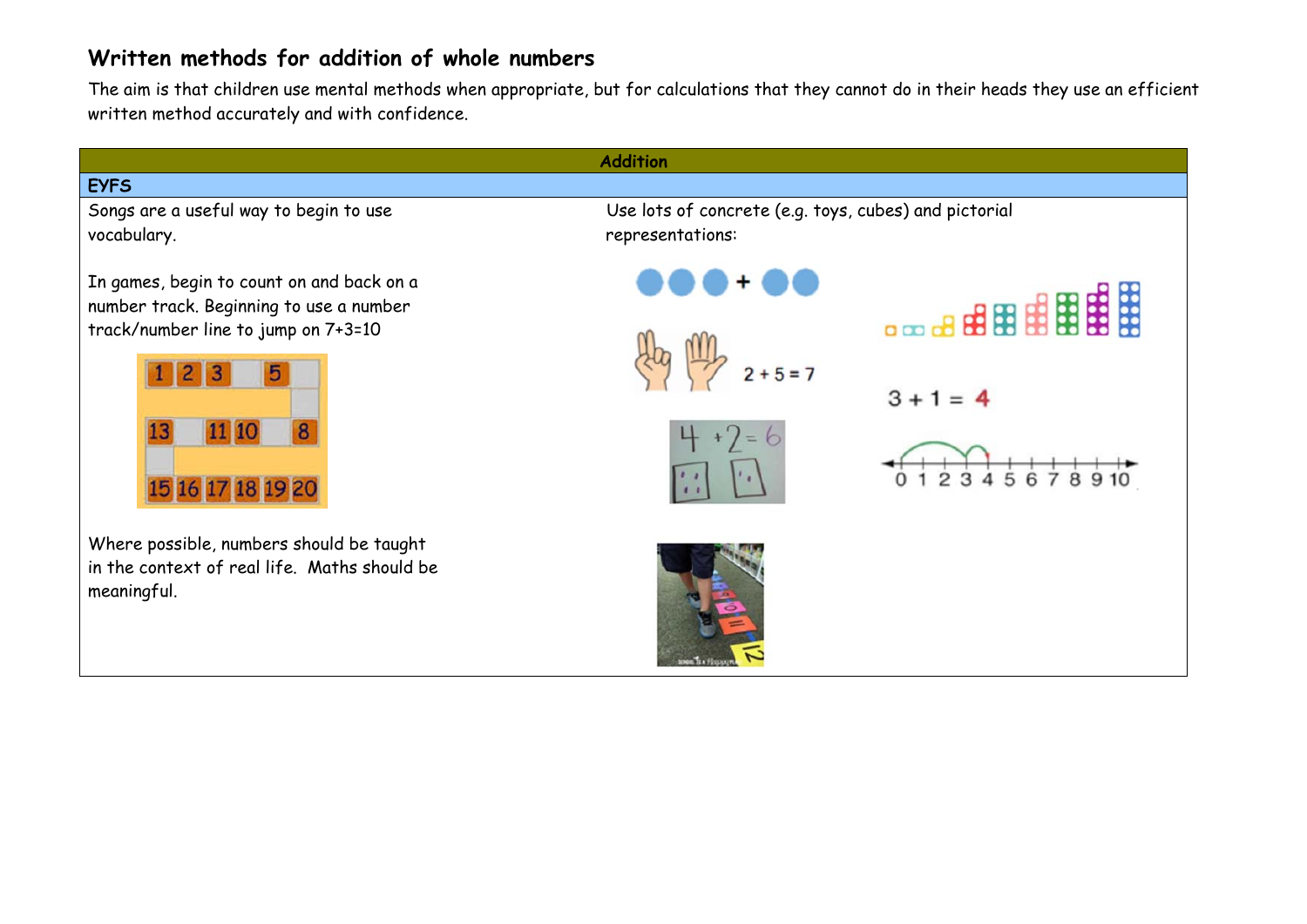## Written methods for addition of whole numbers

The aim is that children use mental methods when appropriate, but for calculations that they cannot do in their heads they use an efficient written method accurately and with confidence.

| Addition | |
|---|---|
| **EYFS** | |
| Songs are a useful way to begin to use vocabulary.<br><br>In games, begin to count on and back on a number track. Beginning to use a number track/number line to jump on 7+3=10<br><br>Where possible, numbers should be taught in the context of real life. Maths should be meaningful. | Use lots of concrete (e.g. toys, cubes) and pictorial representations:<br><br>2 + 5 = 7<br><br>4 + 2 = 6<br><br>3 + 1 = 4 |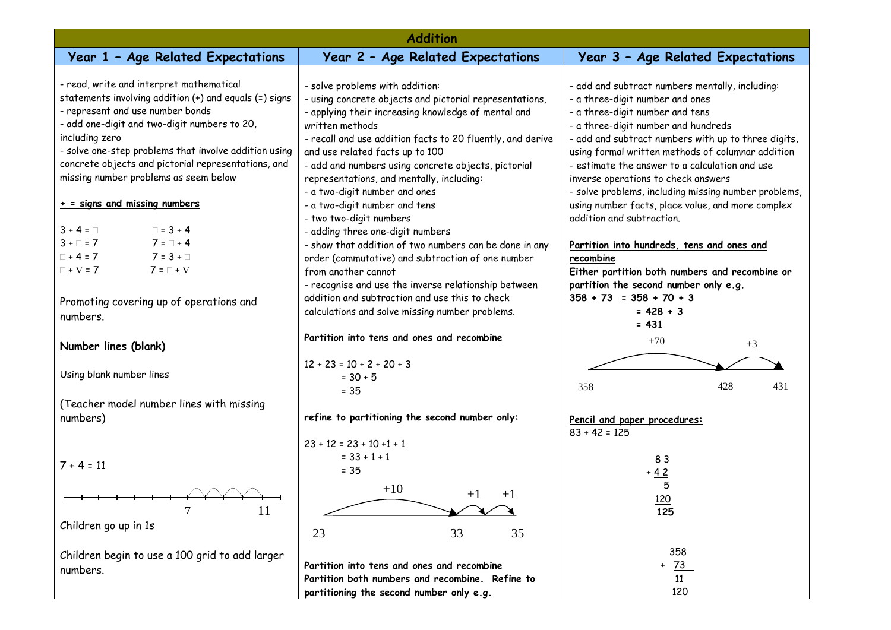# Addition

| Year 1 – Age Related Expectations | Year 2 – Age Related Expectations | Year 3 – Age Related Expectations |
|---|---|---|
| - read, write and interpret mathematical statements involving addition (+) and equals (=) signs<br>- represent and use number bonds<br>- add one-digit and two-digit numbers to 20, including zero<br>- solve one-step problems that involve addition using concrete objects and pictorial representations, and missing number problems as seem below<br><br>**+ = signs and missing numbers**<br><br>3 + 4 = □ &nbsp;&nbsp;&nbsp;&nbsp; □ = 3 + 4<br>3 + □ = 7 &nbsp;&nbsp;&nbsp;&nbsp; 7 = □ + 4<br>□ + 4 = 7 &nbsp;&nbsp;&nbsp;&nbsp; 7 = 3 + □<br>□ + ∇ = 7 &nbsp;&nbsp;&nbsp;&nbsp; 7 = □ + ∇<br><br>Promoting covering up of operations and numbers.<br><br>**Number lines (blank)**<br><br>Using blank number lines<br><br>(Teacher model number lines with missing numbers)<br><br>7 + 4 = 11<br><br>7 &nbsp;&nbsp;&nbsp;&nbsp; 11<br><br>Children go up in 1s<br><br>Children begin to use a 100 grid to add larger numbers. | - solve problems with addition:<br>- using concrete objects and pictorial representations,<br>- applying their increasing knowledge of mental and written methods<br>- recall and use addition facts to 20 fluently, and derive and use related facts up to 100<br>- add and numbers using concrete objects, pictorial representations, and mentally, including:<br>- a two-digit number and ones<br>- a two-digit number and tens<br>- two two-digit numbers<br>- adding three one-digit numbers<br>- show that addition of two numbers can be done in any order (commutative) and subtraction of one number from another cannot<br>- recognise and use the inverse relationship between addition and subtraction and use this to check calculations and solve missing number problems.<br><br>**Partition into tens and ones and recombine**<br><br>12 + 23 = 10 + 2 + 20 + 3<br>= 30 + 5<br>= 35<br><br>**refine to partitioning the second number only:**<br><br>23 + 12 = 23 + 10 +1 + 1<br>= 33 + 1 + 1<br>= 35<br><br>+10 &nbsp; +1 &nbsp; +1<br>23 &nbsp;&nbsp; 33 &nbsp;&nbsp; 35<br><br>**Partition into tens and ones and recombine**<br>**Partition both numbers and recombine. Refine to partitioning the second number only e.g.** | - add and subtract numbers mentally, including:<br>- a three-digit number and ones<br>- a three-digit number and tens<br>- a three-digit number and hundreds<br>- add and subtract numbers with up to three digits, using formal written methods of columnar addition<br>- estimate the answer to a calculation and use inverse operations to check answers<br>- solve problems, including missing number problems, using number facts, place value, and more complex addition and subtraction.<br><br>**Partition into hundreds, tens and ones and recombine**<br>**Either partition both numbers and recombine or partition the second number only e.g.**<br>**358 + 73 = 358 + 70 + 3**<br>**= 428 + 3**<br>**= 431**<br><br>+70 &nbsp; +3<br>358 &nbsp;&nbsp; 428 &nbsp;&nbsp; 431<br><br>**Pencil and paper procedures:**<br>83 + 42 = 125<br><br>&nbsp;&nbsp;83<br>+ 42<br>&nbsp;&nbsp;&nbsp;5<br>120<br>**125**<br><br>&nbsp;&nbsp;358<br>+ &nbsp;73<br>&nbsp;&nbsp;&nbsp;11<br>&nbsp;&nbsp;120 |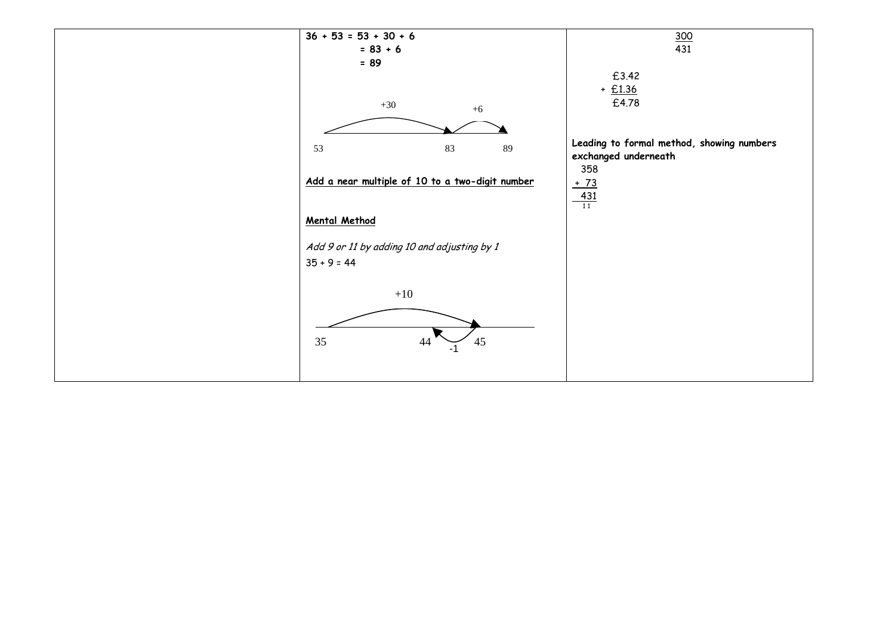| | | |
|---|---|---|
| | **36 + 53 = 53 + 30 + 6**<br>**= 83 + 6**<br>**= 89**<br><br>+30 +6<br>53 83 89<br><br>**Add a near multiple of 10 to a two-digit number**<br><br>**Mental Method**<br><br>*Add 9 or 11 by adding 10 and adjusting by 1*<br>35 + 9 = 44<br><br>+10<br>35 44 -1 45 | 300<br>431<br><br>£3.42<br>+ £1.36<br>£4.78<br><br>**Leading to formal method, showing numbers exchanged underneath**<br>358<br>+ 73<br>431<br>11 |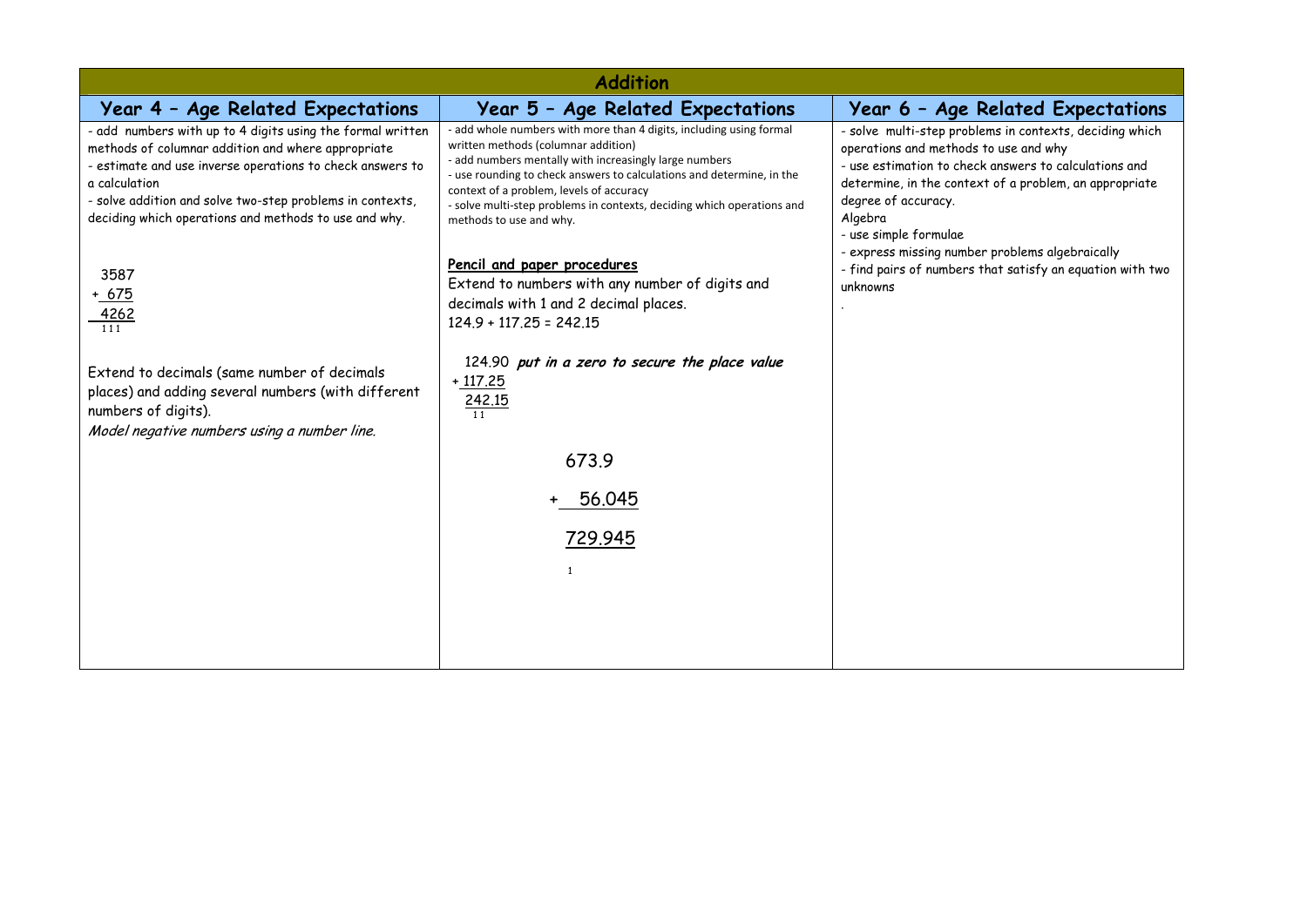# Addition

| Year 4 – Age Related Expectations | Year 5 – Age Related Expectations | Year 6 – Age Related Expectations |
| --- | --- | --- |
| - add numbers with up to 4 digits using the formal written methods of columnar addition and where appropriate<br>- estimate and use inverse operations to check answers to a calculation<br>- solve addition and solve two-step problems in contexts, deciding which operations and methods to use and why.<br><br>3587<br>+ 675<br>4262<br>1 1 1<br><br>Extend to decimals (same number of decimals places) and adding several numbers (with different numbers of digits).<br>*Model negative numbers using a number line.* | - add whole numbers with more than 4 digits, including using formal written methods (columnar addition)<br>- add numbers mentally with increasingly large numbers<br>- use rounding to check answers to calculations and determine, in the context of a problem, levels of accuracy<br>- solve multi-step problems in contexts, deciding which operations and methods to use and why.<br><br>**Pencil and paper procedures**<br>Extend to numbers with any number of digits and decimals with 1 and 2 decimal places.<br>124.9 + 117.25 = 242.15<br><br>124.90 ***put in a zero to secure the place value***<br>+ 117.25<br>242.15<br>1 1<br><br>673.9<br>+ 56.045<br>729.945<br>1 | - solve multi-step problems in contexts, deciding which operations and methods to use and why<br>- use estimation to check answers to calculations and determine, in the context of a problem, an appropriate degree of accuracy.<br>Algebra<br>- use simple formulae<br>- express missing number problems algebraically<br>- find pairs of numbers that satisfy an equation with two unknowns<br>. |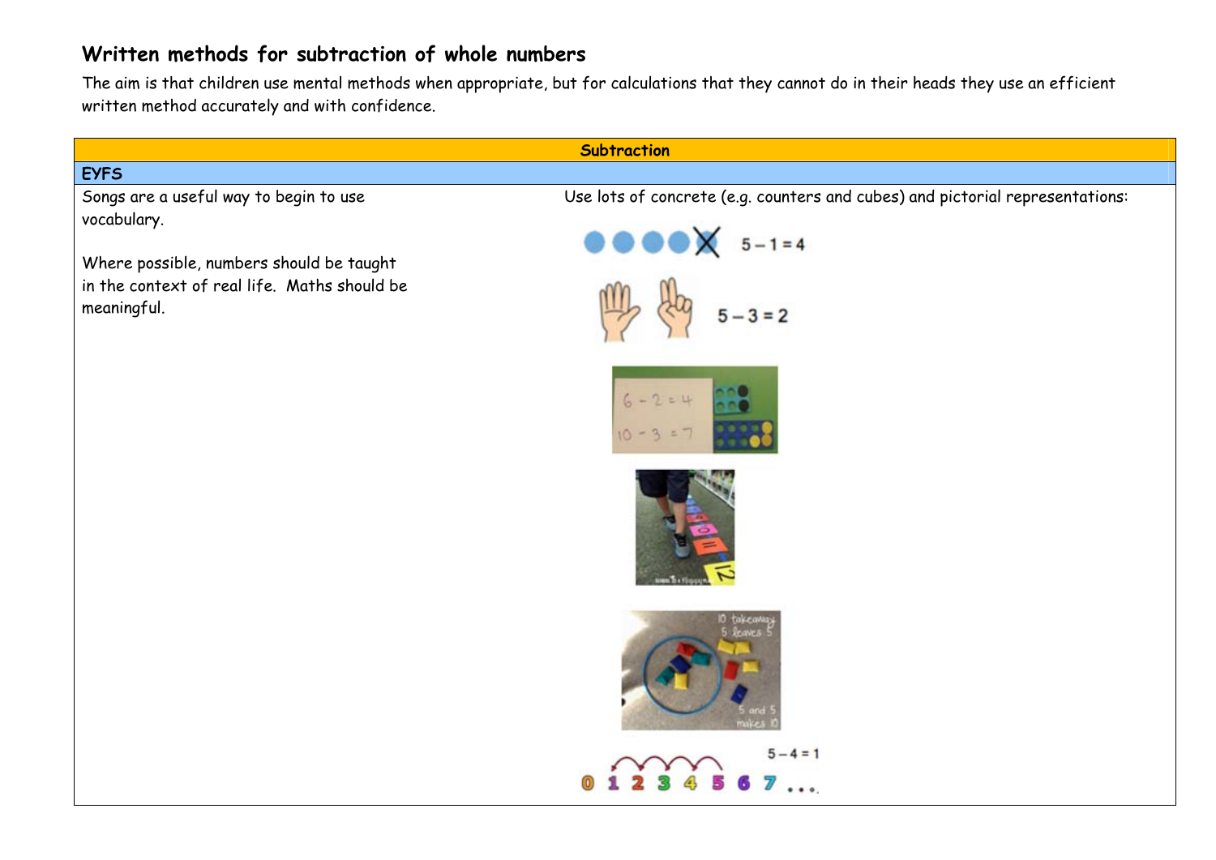## Written methods for subtraction of whole numbers

The aim is that children use mental methods when appropriate, but for calculations that they cannot do in their heads they use an efficient written method accurately and with confidence.

| Subtraction | |
|---|---|
| **EYFS** | |
| Songs are a useful way to begin to use vocabulary.<br><br>Where possible, numbers should be taught in the context of real life. Maths should be meaningful. | Use lots of concrete (e.g. counters and cubes) and pictorial representations:<br><br>$5 - 1 = 4$<br><br>$5 - 3 = 2$<br><br>$6 - 2 = 4$<br>$10 - 3 = 7$<br><br>10 takeaway 5 leaves 5<br>5 and 5 makes 10<br><br>$5 - 4 = 1$<br>0 1 2 3 4 5 6 7 ... |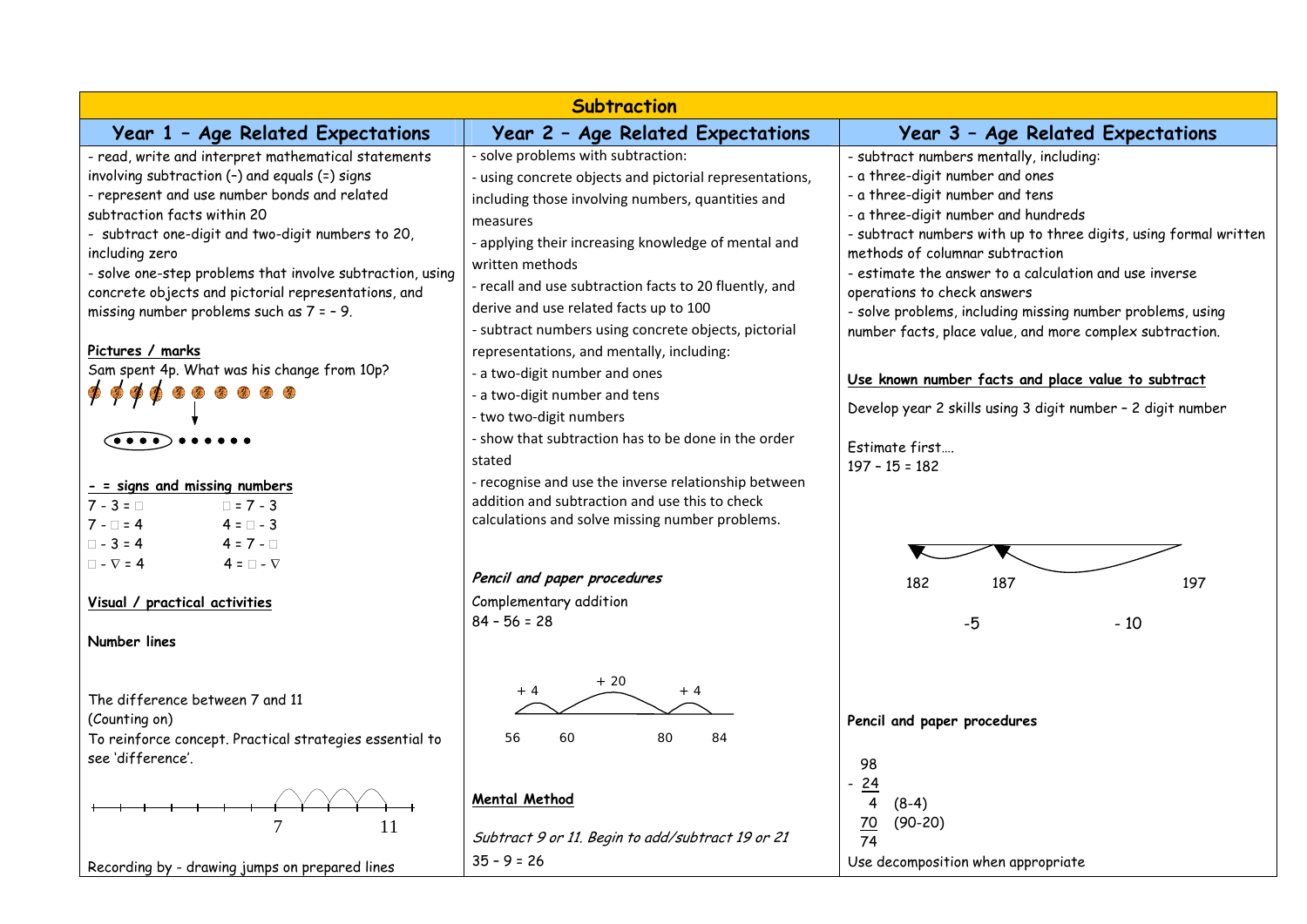# Subtraction

## Year 1 – Age Related Expectations

- read, write and interpret mathematical statements involving subtraction (–) and equals (=) signs
- represent and use number bonds and related subtraction facts within 20
- subtract one-digit and two-digit numbers to 20, including zero
- solve one-step problems that involve subtraction, using concrete objects and pictorial representations, and missing number problems such as 7 = – 9.

**Pictures / marks**

Sam spent 4p. What was his change from 10p?

**- = signs and missing numbers**

| | |
|---|---|
| 7 - 3 = □ | □ = 7 - 3 |
| 7 - □ = 4 | 4 = □ - 3 |
| □ - 3 = 4 | 4 = 7 - □ |
| □ - ∇ = 4 | 4 = □ - ∇ |

**Visual / practical activities**

**Number lines**

The difference between 7 and 11
(Counting on)
To reinforce concept. Practical strategies essential to see 'difference'.

7 &nbsp;&nbsp;&nbsp;&nbsp; 11

Recording by - drawing jumps on prepared lines

## Year 2 – Age Related Expectations

- solve problems with subtraction:
- using concrete objects and pictorial representations, including those involving numbers, quantities and measures
- applying their increasing knowledge of mental and written methods
- recall and use subtraction facts to 20 fluently, and derive and use related facts up to 100
- subtract numbers using concrete objects, pictorial representations, and mentally, including:
- a two-digit number and ones
- a two-digit number and tens
- two two-digit numbers
- show that subtraction has to be done in the order stated
- recognise and use the inverse relationship between addition and subtraction and use this to check calculations and solve missing number problems.

***Pencil and paper procedures***

Complementary addition
84 – 56 = 28

+ 4 &nbsp;&nbsp; + 20 &nbsp;&nbsp; + 4

56 &nbsp;&nbsp; 60 &nbsp;&nbsp; 80 &nbsp;&nbsp; 84

**Mental Method**

*Subtract 9 or 11. Begin to add/subtract 19 or 21*

35 – 9 = 26

## Year 3 – Age Related Expectations

- subtract numbers mentally, including:
- a three-digit number and ones
- a three-digit number and tens
- a three-digit number and hundreds
- subtract numbers with up to three digits, using formal written methods of columnar subtraction
- estimate the answer to a calculation and use inverse operations to check answers
- solve problems, including missing number problems, using number facts, place value, and more complex subtraction.

**Use known number facts and place value to subtract**

Develop year 2 skills using 3 digit number – 2 digit number

Estimate first….
197 – 15 = 182

182 &nbsp;&nbsp; 187 &nbsp;&nbsp; 197

-5 &nbsp;&nbsp; - 10

**Pencil and paper procedures**

```
  98
- 24
   4  (8-4)
  70  (90-20)
  74
```

Use decomposition when appropriate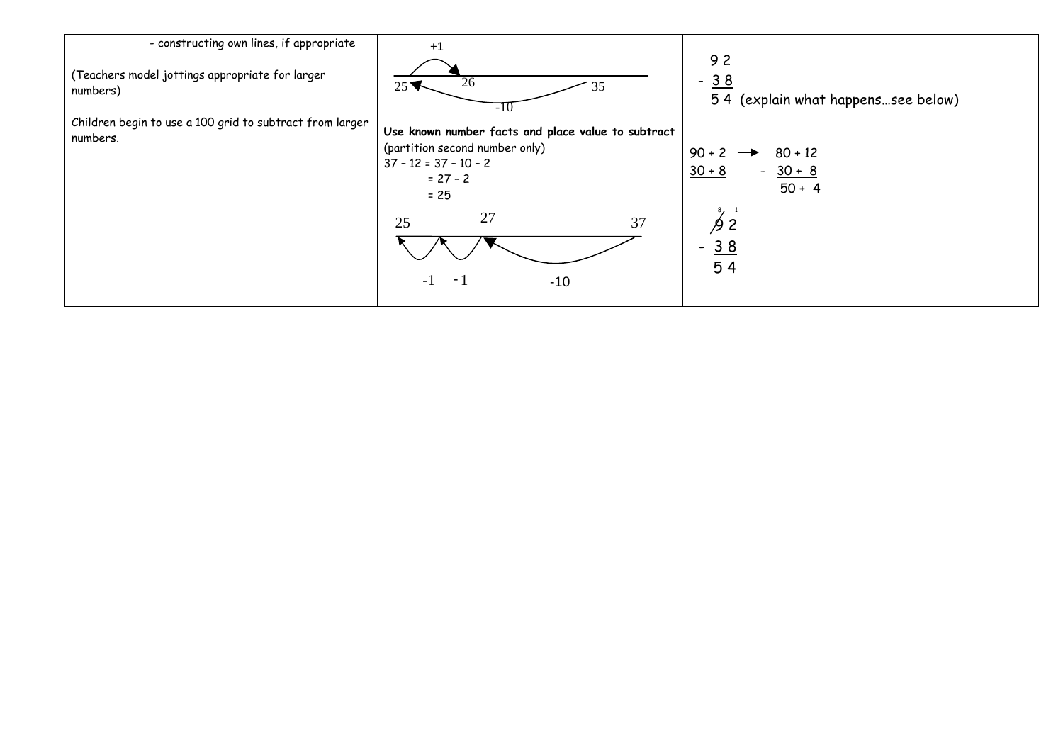| | | |
|---|---|---|
| - constructing own lines, if appropriate<br><br>(Teachers model jottings appropriate for larger numbers)<br><br>Children begin to use a 100 grid to subtract from larger numbers. | +1<br>25 26 35<br>-10<br><br>**Use known number facts and place value to subtract**<br>(partition second number only)<br>37 – 12 = 37 – 10 – 2<br>= 27 – 2<br>= 25<br><br>25 27 37<br>-1 -1 -10 | 92<br>- 38<br>54 (explain what happens…see below)<br><br>90 + 2 → 80 + 12<br>30 + 8 - 30 + 8<br>50 + 4<br><br>$\overset{8}{\cancel{9}}\overset{1}{2}$<br>- 38<br>54 |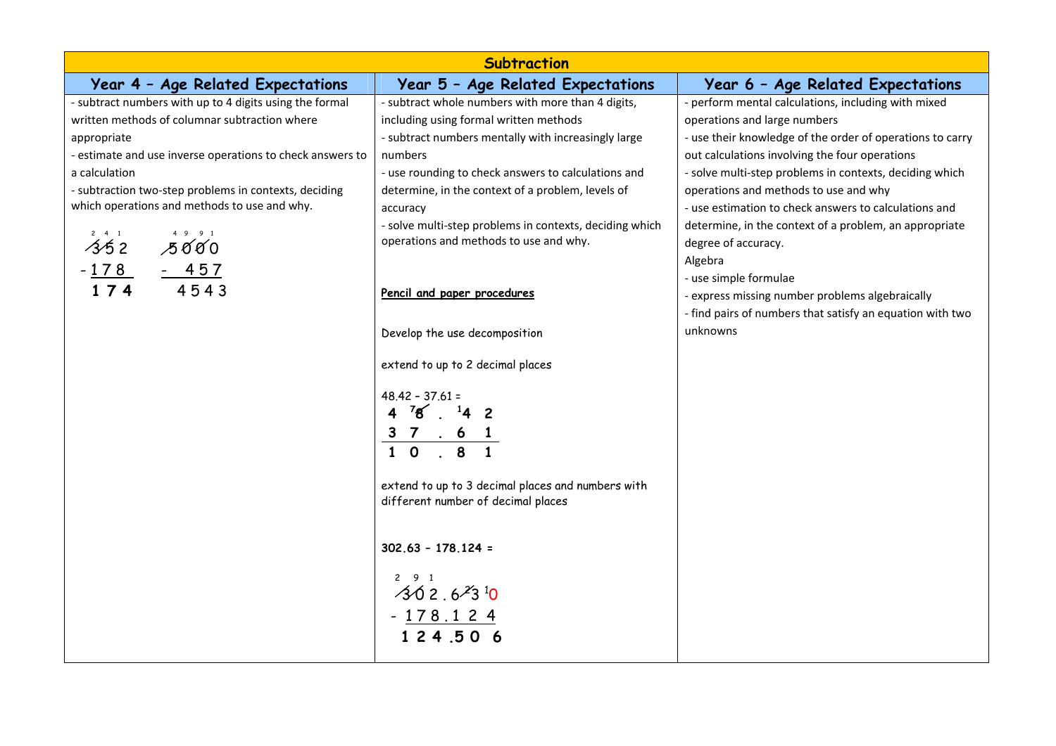## Subtraction

| Year 4 – Age Related Expectations | Year 5 – Age Related Expectations | Year 6 – Age Related Expectations |
|---|---|---|
| - subtract numbers with up to 4 digits using the formal written methods of columnar subtraction where appropriate<br>- estimate and use inverse operations to check answers to a calculation<br>- subtraction two-step problems in contexts, deciding which operations and methods to use and why. | - subtract whole numbers with more than 4 digits, including using formal written methods<br>- subtract numbers mentally with increasingly large numbers<br>- use rounding to check answers to calculations and determine, in the context of a problem, levels of accuracy<br>- solve multi-step problems in contexts, deciding which operations and methods to use and why. | - perform mental calculations, including with mixed operations and large numbers<br>- use their knowledge of the order of operations to carry out calculations involving the four operations<br>- solve multi-step problems in contexts, deciding which operations and methods to use and why<br>- use estimation to check answers to calculations and determine, in the context of a problem, an appropriate degree of accuracy.<br>Algebra<br>- use simple formulae<br>- express missing number problems algebraically<br>- find pairs of numbers that satisfy an equation with two unknowns |

**Year 4 examples:**

```
 2 4 1
 3 5 2
-1 7 8
 1 7 4
```

```
 4 9 9 1
 5 0 0 0
-  4 5 7
 4 5 4 3
```

**Year 5:**

**Pencil and paper procedures**

Develop the use decomposition

extend to up to 2 decimal places

48.42 – 37.61 =

```
 4 ⁷8 . ¹4 2
 3  7 .  6 1
 1  0 .  8 1
```

extend to up to 3 decimal places and numbers with different number of decimal places

**302.63 – 178.124 =**

```
  2 9 1      2  1
  3 0 2 . 6 3  0
- 1 7 8 . 1 2  4
  1 2 4 . 5 0  6
```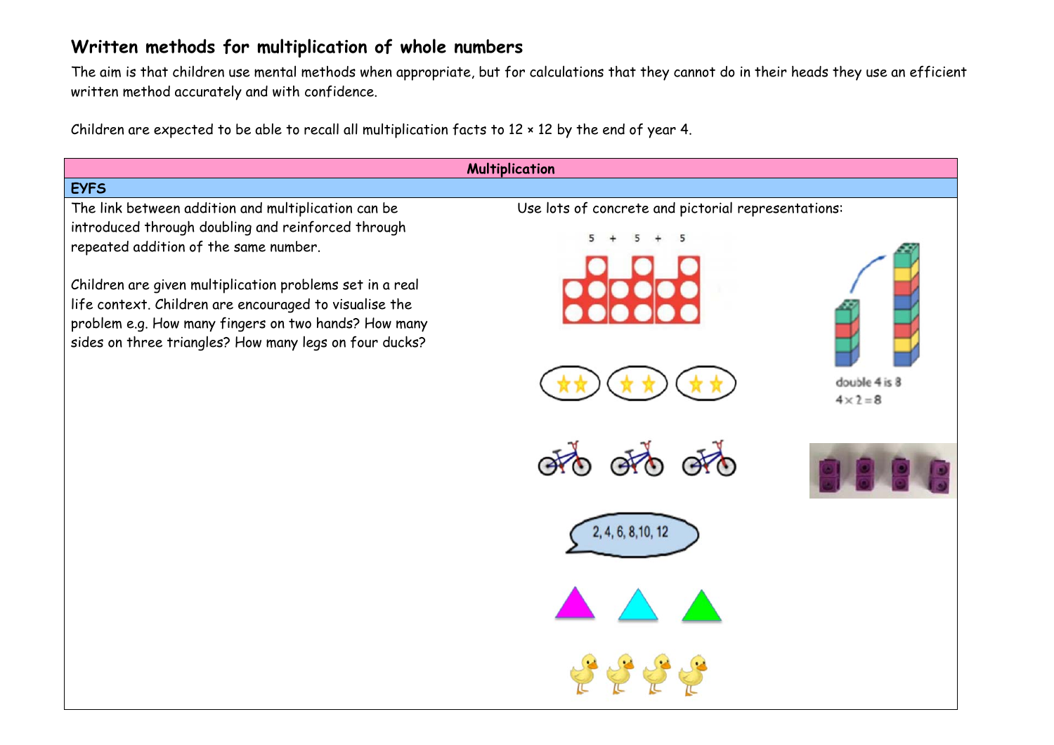## Written methods for multiplication of whole numbers

The aim is that children use mental methods when appropriate, but for calculations that they cannot do in their heads they use an efficient written method accurately and with confidence.

Children are expected to be able to recall all multiplication facts to 12 × 12 by the end of year 4.

| Multiplication | |
|---|---|
| **EYFS** | |
| The link between addition and multiplication can be introduced through doubling and reinforced through repeated addition of the same number.<br><br>Children are given multiplication problems set in a real life context. Children are encouraged to visualise the problem e.g. How many fingers on two hands? How many sides on three triangles? How many legs on four ducks? | Use lots of concrete and pictorial representations:<br><br>5 + 5 + 5<br><br>double 4 is 8<br>4 × 2 = 8<br><br>2, 4, 6, 8,10, 12 |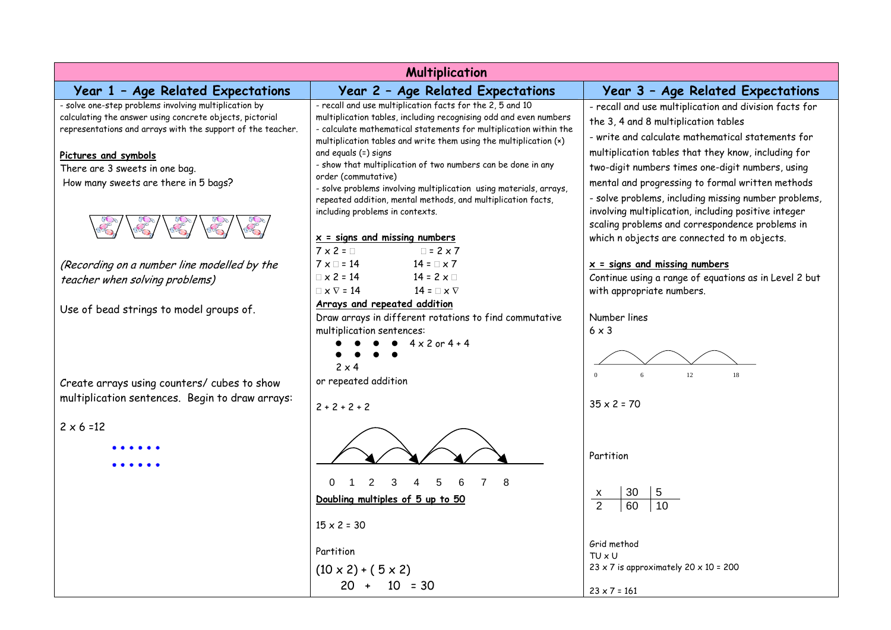# Multiplication

## Year 1 – Age Related Expectations

- solve one-step problems involving multiplication by calculating the answer using concrete objects, pictorial representations and arrays with the support of the teacher.

**Pictures and symbols**

There are 3 sweets in one bag.
How many sweets are there in 5 bags?

*(Recording on a number line modelled by the teacher when solving problems)*

Use of bead strings to model groups of.

Create arrays using counters/ cubes to show multiplication sentences. Begin to draw arrays:

2 x 6 =12

```
• • • • • •
• • • • • •
```

## Year 2 – Age Related Expectations

- recall and use multiplication facts for the 2, 5 and 10 multiplication tables, including recognising odd and even numbers
- calculate mathematical statements for multiplication within the multiplication tables and write them using the multiplication (×) and equals (=) signs
- show that multiplication of two numbers can be done in any order (commutative)
- solve problems involving multiplication using materials, arrays, repeated addition, mental methods, and multiplication facts, including problems in contexts.

**x = signs and missing numbers**

| | |
|---|---|
| 7 x 2 = □ | □ = 2 x 7 |
| 7 x □ = 14 | 14 = □ x 7 |
| □ x 2 = 14 | 14 = 2 x □ |
| □ x ∇ = 14 | 14 = □ x ∇ |

**Arrays and repeated addition**

Draw arrays in different rotations to find commutative multiplication sentences:

```
● ● ● ●   4 x 2 or 4 + 4
● ● ● ●
2 x 4
```

or repeated addition

2 + 2 + 2 + 2

0 1 2 3 4 5 6 7 8

**Doubling multiples of 5 up to 50**

15 x 2 = 30

Partition

(10 x 2) + ( 5 x 2)
20 + 10 = 30

## Year 3 – Age Related Expectations

- recall and use multiplication and division facts for the 3, 4 and 8 multiplication tables
- write and calculate mathematical statements for multiplication tables that they know, including for two-digit numbers times one-digit numbers, using mental and progressing to formal written methods
- solve problems, including missing number problems, involving multiplication, including positive integer scaling problems and correspondence problems in which n objects are connected to m objects.

**x = signs and missing numbers**

Continue using a range of equations as in Level 2 but with appropriate numbers.

Number lines

6 x 3

0 6 12 18

35 x 2 = 70

Partition

| x | 30 | 5 |
|---|---|---|
| 2 | 60 | 10 |

Grid method

TU x U

23 x 7 is approximately 20 x 10 = 200

23 x 7 = 161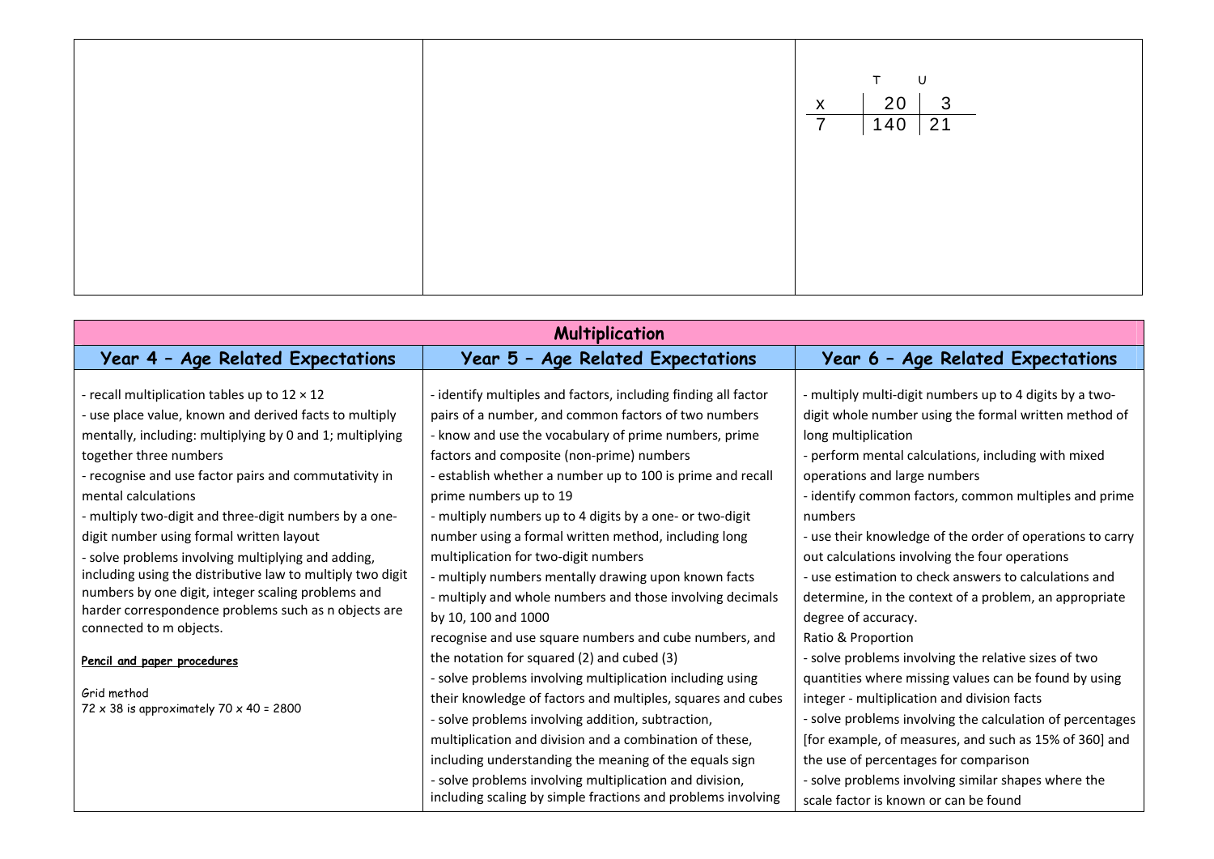|   | T | U |
|---|---|---|
| x | 20 | 3 |
| 7 | 140 | 21 |

## Multiplication

| Year 4 – Age Related Expectations | Year 5 – Age Related Expectations | Year 6 – Age Related Expectations |
|---|---|---|
| - recall multiplication tables up to 12 × 12<br>- use place value, known and derived facts to multiply mentally, including: multiplying by 0 and 1; multiplying together three numbers<br>- recognise and use factor pairs and commutativity in mental calculations<br>- multiply two-digit and three-digit numbers by a one-digit number using formal written layout<br>- solve problems involving multiplying and adding, including using the distributive law to multiply two digit numbers by one digit, integer scaling problems and harder correspondence problems such as n objects are connected to m objects.<br><br>**Pencil and paper procedures**<br><br>Grid method<br>72 x 38 is approximately 70 x 40 = 2800 | - identify multiples and factors, including finding all factor pairs of a number, and common factors of two numbers<br>- know and use the vocabulary of prime numbers, prime factors and composite (non-prime) numbers<br>- establish whether a number up to 100 is prime and recall prime numbers up to 19<br>- multiply numbers up to 4 digits by a one- or two-digit number using a formal written method, including long multiplication for two-digit numbers<br>- multiply numbers mentally drawing upon known facts<br>- multiply and whole numbers and those involving decimals by 10, 100 and 1000<br>recognise and use square numbers and cube numbers, and the notation for squared (2) and cubed (3)<br>- solve problems involving multiplication including using their knowledge of factors and multiples, squares and cubes<br>- solve problems involving addition, subtraction, multiplication and division and a combination of these, including understanding the meaning of the equals sign<br>- solve problems involving multiplication and division, including scaling by simple fractions and problems involving | - multiply multi-digit numbers up to 4 digits by a two-digit whole number using the formal written method of long multiplication<br>- perform mental calculations, including with mixed operations and large numbers<br>- identify common factors, common multiples and prime numbers<br>- use their knowledge of the order of operations to carry out calculations involving the four operations<br>- use estimation to check answers to calculations and determine, in the context of a problem, an appropriate degree of accuracy.<br>Ratio & Proportion<br>- solve problems involving the relative sizes of two quantities where missing values can be found by using integer - multiplication and division facts<br>- solve problems involving the calculation of percentages [for example, of measures, and such as 15% of 360] and the use of percentages for comparison<br>- solve problems involving similar shapes where the scale factor is known or can be found |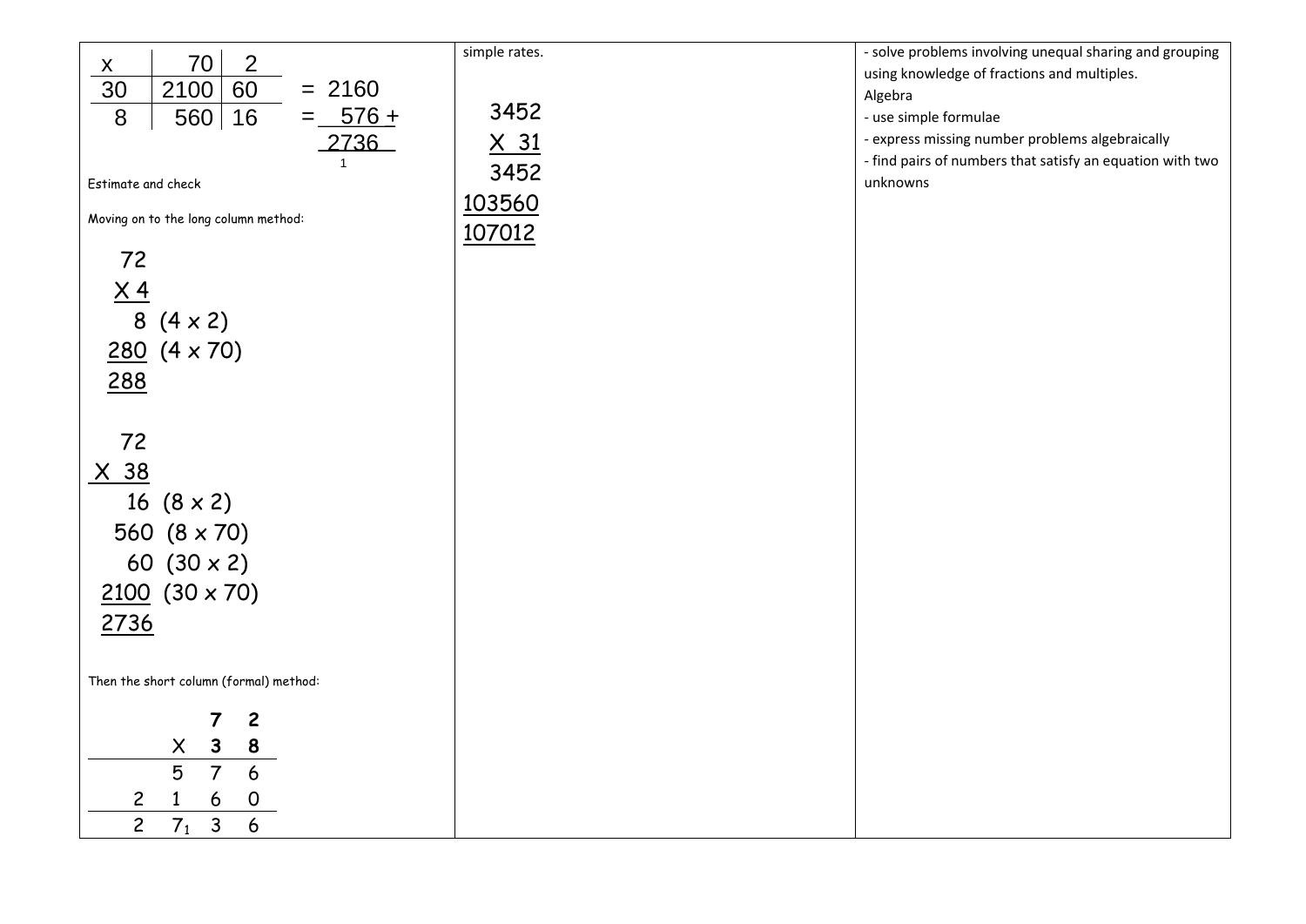| x | 70 | 2 | |
|---|---|---|---|
| 30 | 2100 | 60 | = 2160 |
| 8 | 560 | 16 | = 576 + |
| | | | 2736 |
| | | | 1 |

Estimate and check

Moving on to the long column method:

```
  72
 X 4
   8  (4 x 2)
 280  (4 x 70)
 288
```

```
   72
 X 38
   16  (8 x 2)
  560  (8 x 70)
   60  (30 x 2)
 2100  (30 x 70)
 2736
```

Then the short column (formal) method:

| | | 7 | 2 |
|---|---|---|---|
| | X | 3 | 8 |
| | 5 | 7 | 6 |
| 2 | 1 | 6 | 0 |
| 2 | $7_1$ | 3 | 6 |

simple rates.

```
   3452
  X  31
   3452
 103560
 107012
```

- solve problems involving unequal sharing and grouping using knowledge of fractions and multiples.

Algebra

- use simple formulae
- express missing number problems algebraically
- find pairs of numbers that satisfy an equation with two unknowns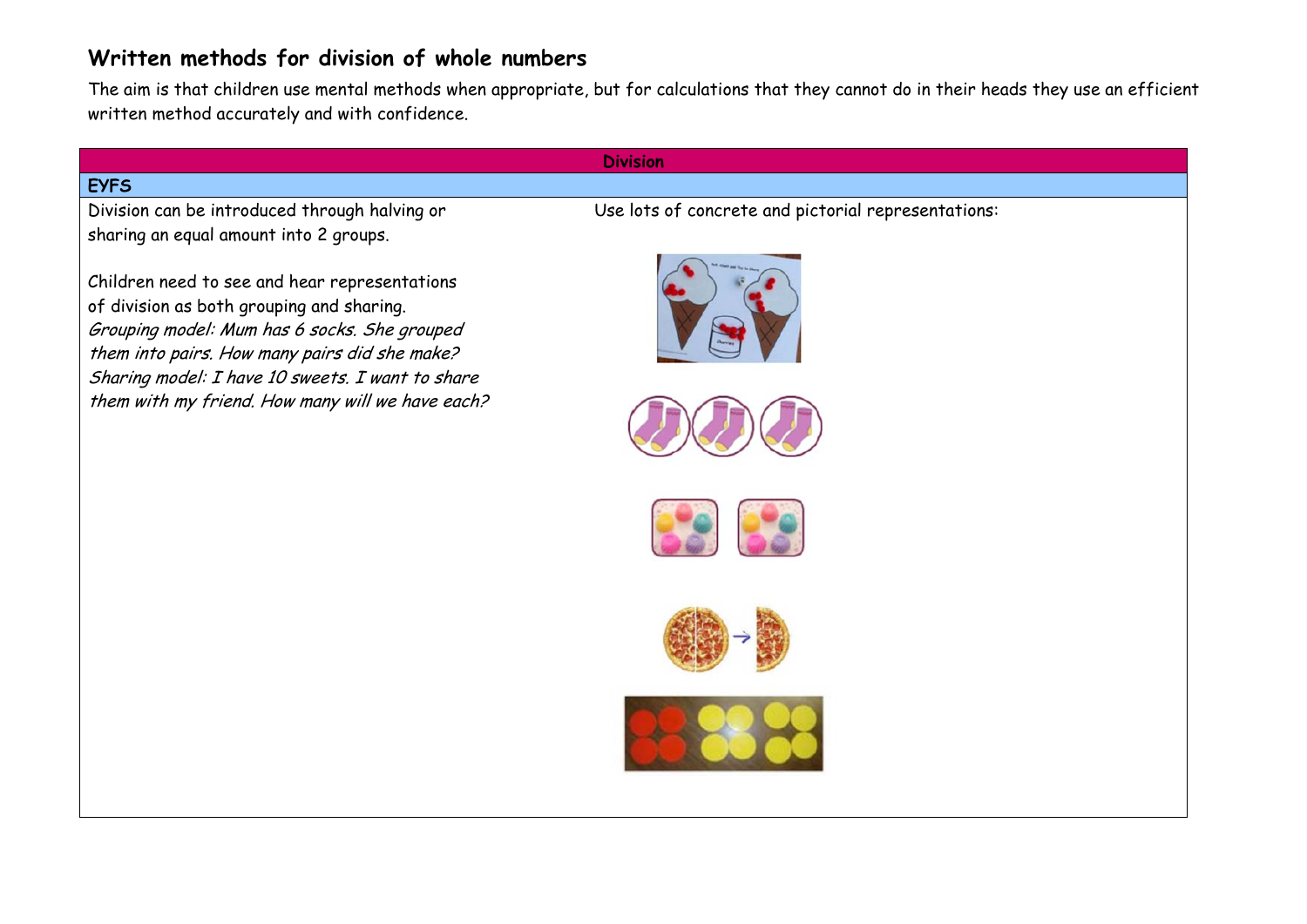## Written methods for division of whole numbers

The aim is that children use mental methods when appropriate, but for calculations that they cannot do in their heads they use an efficient written method accurately and with confidence.

| Division | |
|---|---|
| **EYFS** | |
| Division can be introduced through halving or sharing an equal amount into 2 groups.<br><br>Children need to see and hear representations of division as both grouping and sharing.<br>*Grouping model: Mum has 6 socks. She grouped them into pairs. How many pairs did she make?*<br>*Sharing model: I have 10 sweets. I want to share them with my friend. How many will we have each?* | Use lots of concrete and pictorial representations: |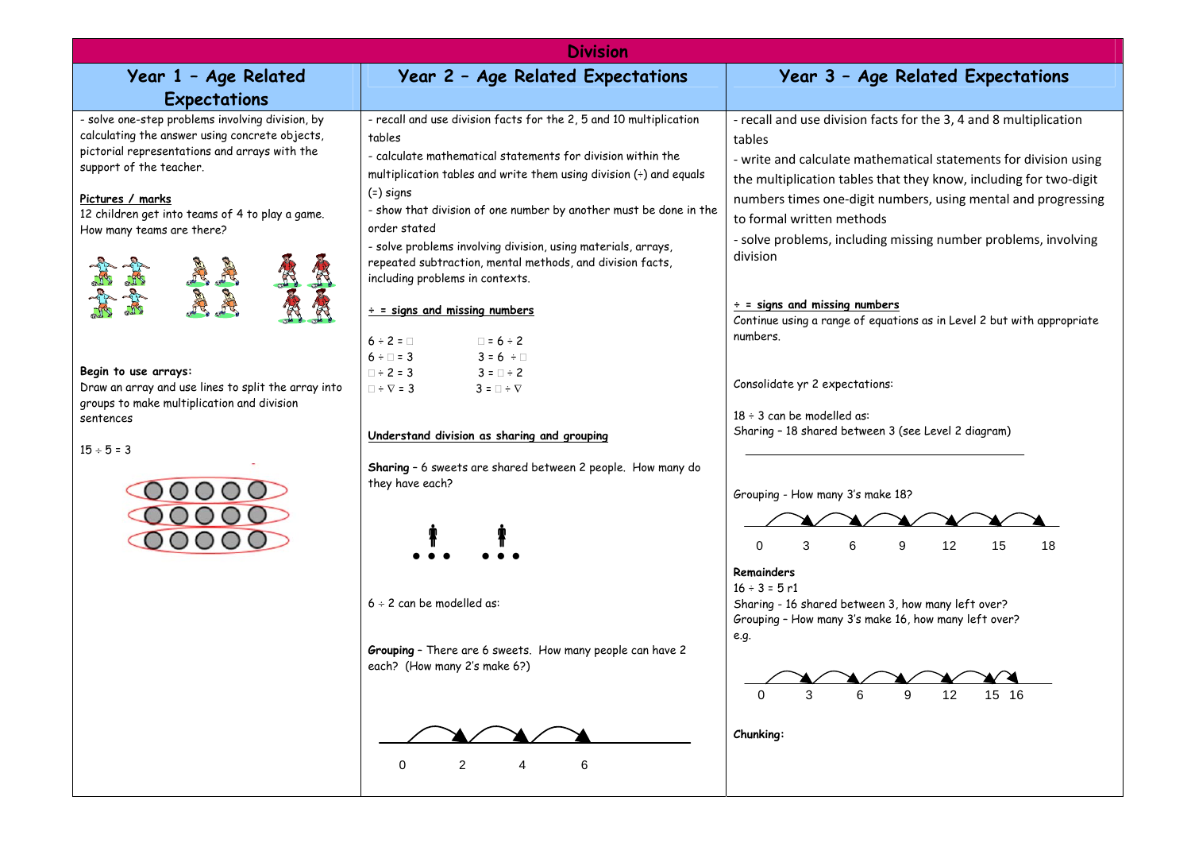# Division

## Year 1 – Age Related Expectations

- solve one-step problems involving division, by calculating the answer using concrete objects, pictorial representations and arrays with the support of the teacher.

**Pictures / marks**

12 children get into teams of 4 to play a game. How many teams are there?

**Begin to use arrays:**

Draw an array and use lines to split the array into groups to make multiplication and division sentences

$15 \div 5 = 3$

## Year 2 – Age Related Expectations

- recall and use division facts for the 2, 5 and 10 multiplication tables
- calculate mathematical statements for division within the multiplication tables and write them using division (÷) and equals (=) signs
- show that division of one number by another must be done in the order stated
- solve problems involving division, using materials, arrays, repeated subtraction, mental methods, and division facts, including problems in contexts.

**÷ = signs and missing numbers**

| | |
|---|---|
| $6 \div 2 = \square$ | $\square = 6 \div 2$ |
| $6 \div \square = 3$ | $3 = 6 \div \square$ |
| $\square \div 2 = 3$ | $3 = \square \div 2$ |
| $\square \div \nabla = 3$ | $3 = \square \div \nabla$ |

**Understand division as sharing and grouping**

**Sharing** – 6 sweets are shared between 2 people. How many do they have each?

$6 \div 2$ can be modelled as:

**Grouping** – There are 6 sweets. How many people can have 2 each? (How many 2's make 6?)

0 2 4 6

## Year 3 – Age Related Expectations

- recall and use division facts for the 3, 4 and 8 multiplication tables
- write and calculate mathematical statements for division using the multiplication tables that they know, including for two-digit numbers times one-digit numbers, using mental and progressing to formal written methods
- solve problems, including missing number problems, involving division

**÷ = signs and missing numbers**

Continue using a range of equations as in Level 2 but with appropriate numbers.

Consolidate yr 2 expectations:

$18 \div 3$ can be modelled as:

Sharing – 18 shared between 3 (see Level 2 diagram)

Grouping - How many 3's make 18?

0 3 6 9 12 15 18

**Remainders**

$16 \div 3 = 5$ r1

Sharing - 16 shared between 3, how many left over?

Grouping – How many 3's make 16, how many left over?

e.g.

0 3 6 9 12 15 16

**Chunking:**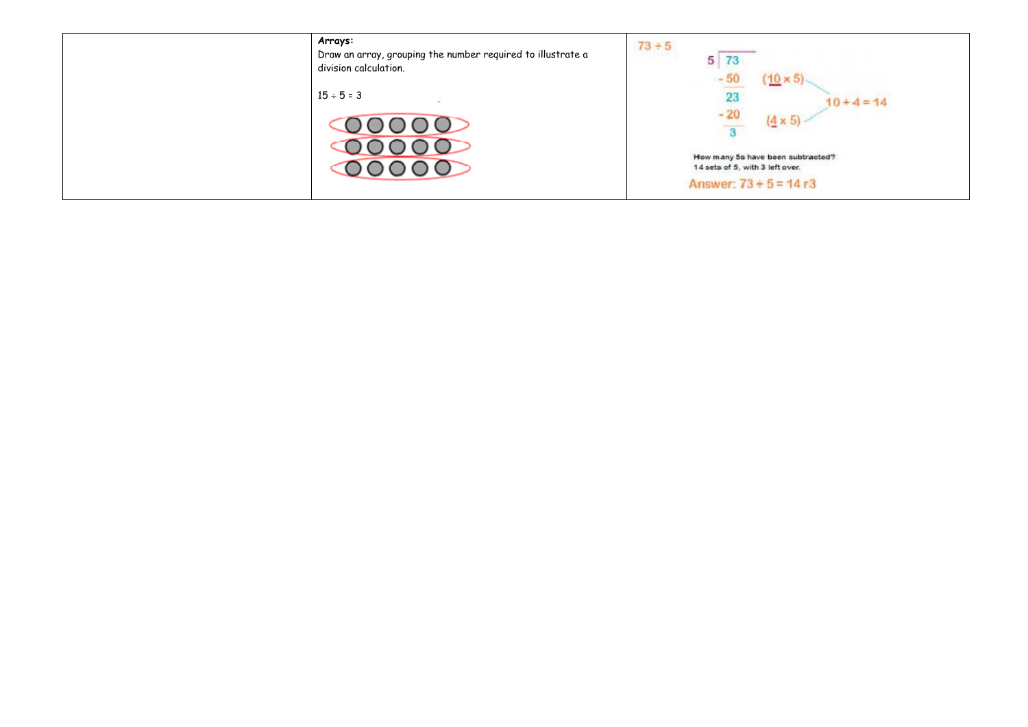|  | **Arrays:**<br>Draw an array, grouping the number required to illustrate a division calculation.<br><br>$15 \div 5 = 3$ | $73 \div 5$<br>5 ) 73<br>- 50 (10 × 5)<br>23<br>- 20 (4 × 5)<br>3<br>10 + 4 = 14<br><br>How many 5s have been subtracted?<br>14 sets of 5, with 3 left over.<br><br>Answer: $73 \div 5 = 14$ r3 |
| --- | --- | --- |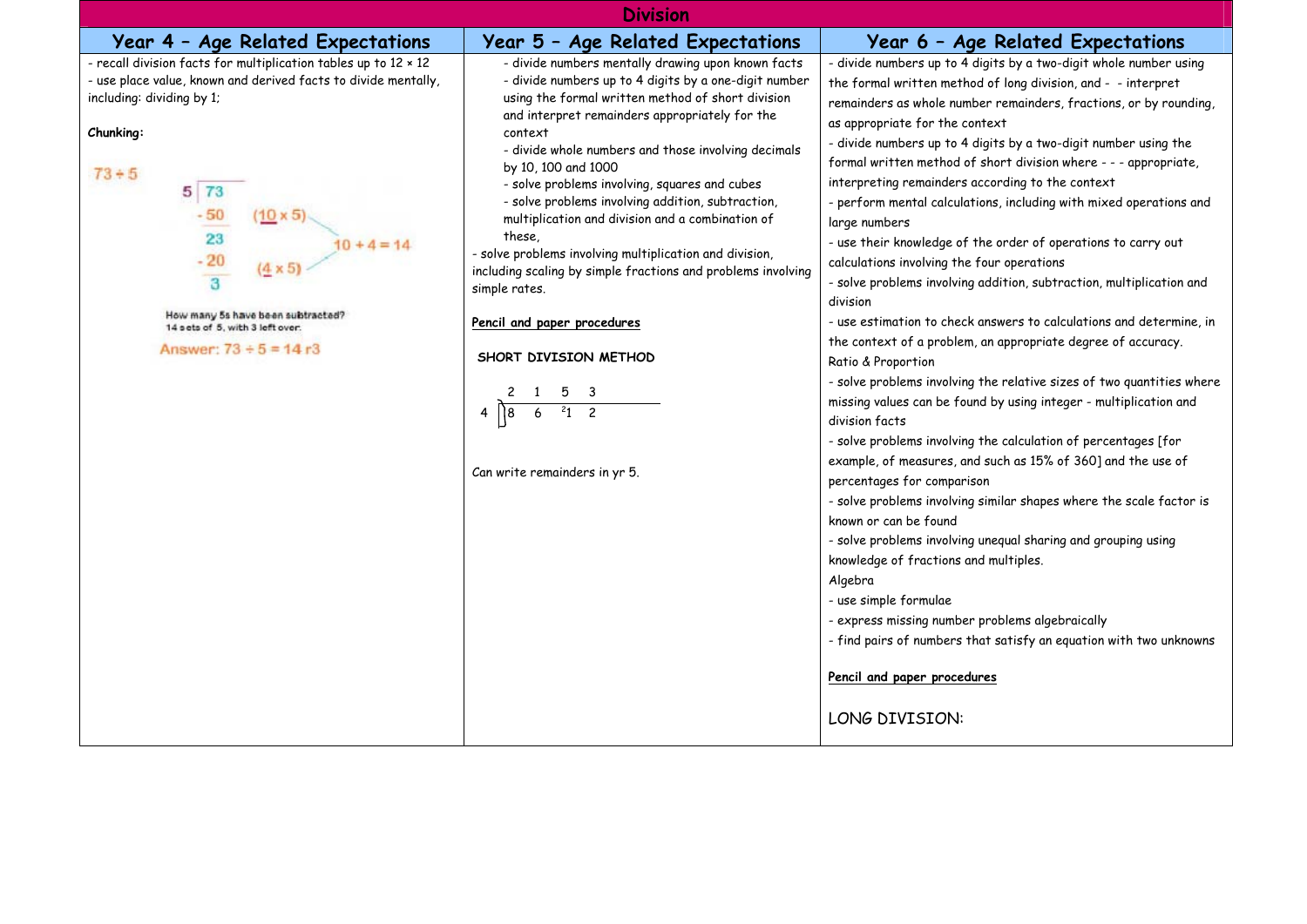# Division

## Year 4 – Age Related Expectations

- recall division facts for multiplication tables up to 12 × 12
- use place value, known and derived facts to divide mentally, including: dividing by 1;

**Chunking:**

73 ÷ 5

```
5 | 73
  - 50   (10 x 5)
    23              10 + 4 = 14
  - 20   (4 x 5)
     3
```

How many 5s have been subtracted?
14 sets of 5, with 3 left over.

Answer: 73 ÷ 5 = 14 r3

## Year 5 – Age Related Expectations

- divide numbers mentally drawing upon known facts
- divide numbers up to 4 digits by a one-digit number using the formal written method of short division and interpret remainders appropriately for the context
- divide whole numbers and those involving decimals by 10, 100 and 1000
- solve problems involving, squares and cubes
- solve problems involving addition, subtraction, multiplication and division and a combination of these,
- solve problems involving multiplication and division, including scaling by simple fractions and problems involving simple rates.

<u>**Pencil and paper procedures**</u>

**SHORT DIVISION METHOD**

```
    2  1  5  3
4 ) 8  6  ²1  2
```

Can write remainders in yr 5.

## Year 6 – Age Related Expectations

- divide numbers up to 4 digits by a two-digit whole number using the formal written method of long division, and - - interpret remainders as whole number remainders, fractions, or by rounding, as appropriate for the context
- divide numbers up to 4 digits by a two-digit number using the formal written method of short division where - - - appropriate, interpreting remainders according to the context
- perform mental calculations, including with mixed operations and large numbers
- use their knowledge of the order of operations to carry out calculations involving the four operations
- solve problems involving addition, subtraction, multiplication and division
- use estimation to check answers to calculations and determine, in the context of a problem, an appropriate degree of accuracy.

Ratio & Proportion

- solve problems involving the relative sizes of two quantities where missing values can be found by using integer - multiplication and division facts
- solve problems involving the calculation of percentages [for example, of measures, and such as 15% of 360] and the use of percentages for comparison
- solve problems involving similar shapes where the scale factor is known or can be found
- solve problems involving unequal sharing and grouping using knowledge of fractions and multiples.

Algebra

- use simple formulae
- express missing number problems algebraically
- find pairs of numbers that satisfy an equation with two unknowns

<u>**Pencil and paper procedures**</u>

LONG DIVISION: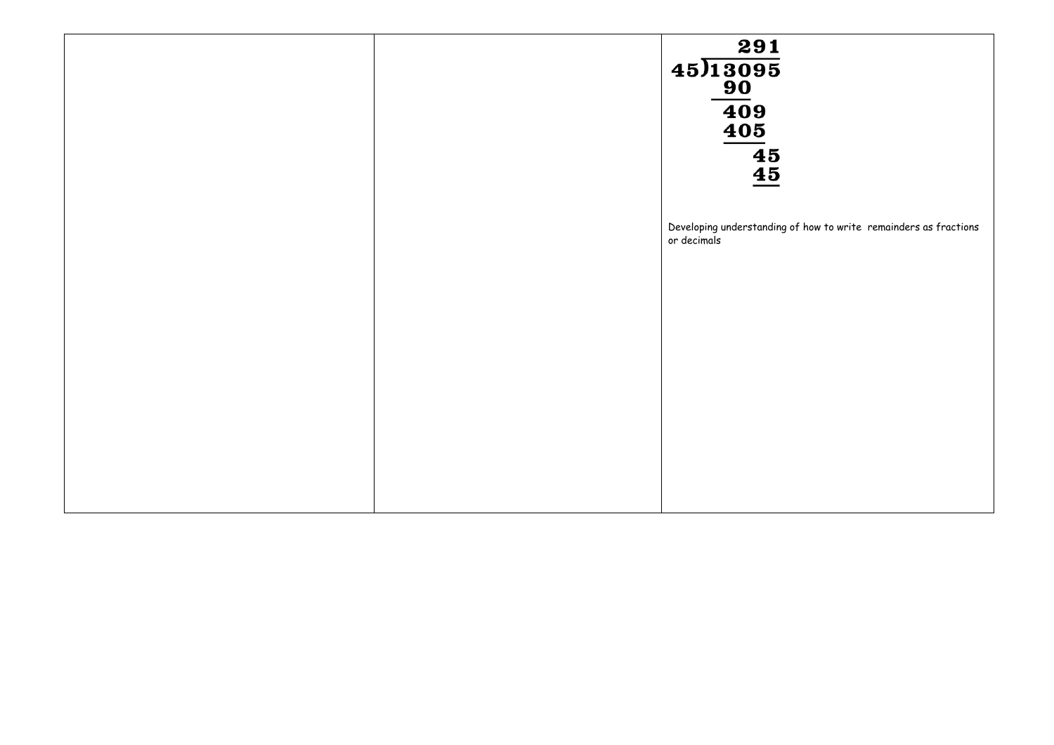| | | |
|---|---|---|
| | | $$\begin{array}{r} 291 \\ 45\overline{)13095} \\ \underline{90\phantom{95}} \\ 409\phantom{5} \\ \underline{405\phantom{5}} \\ 45 \\ \underline{45} \end{array}$$ Developing understanding of how to write remainders as fractions or decimals |